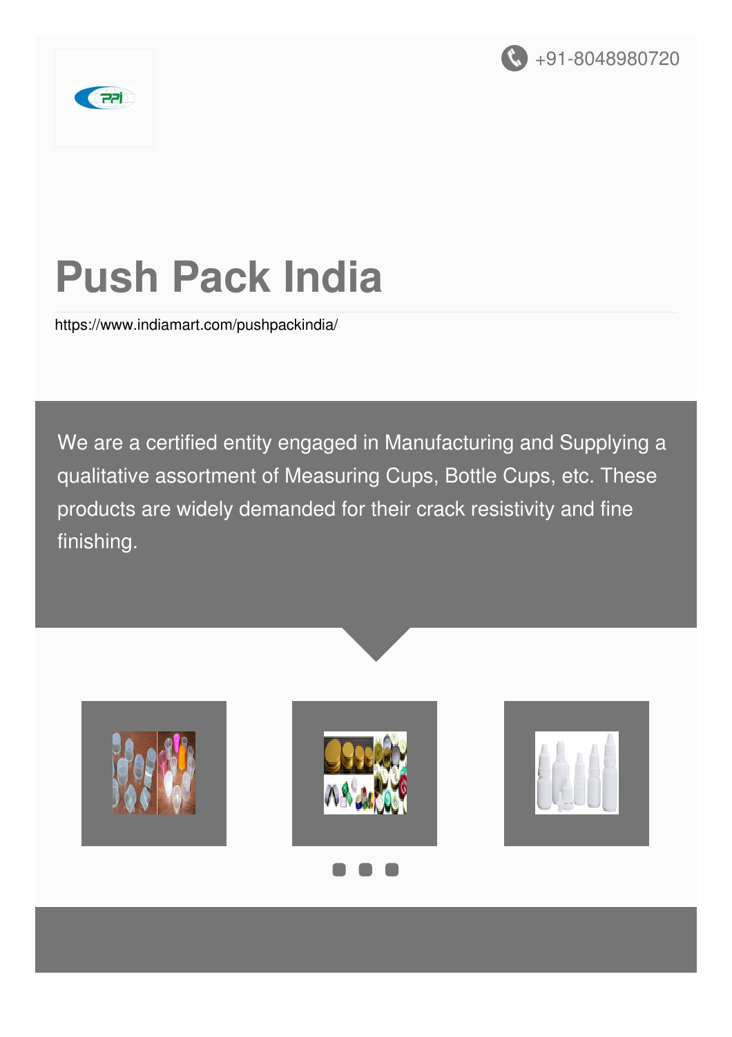+91-8048980720

# Push Pack India

https://www.indiamart.com/pushpackindia/

We are a certified entity engaged in Manufacturing and Supplying a qualitative assortment of Measuring Cups, Bottle Cups, etc. These products are widely demanded for their crack resistivity and fine finishing.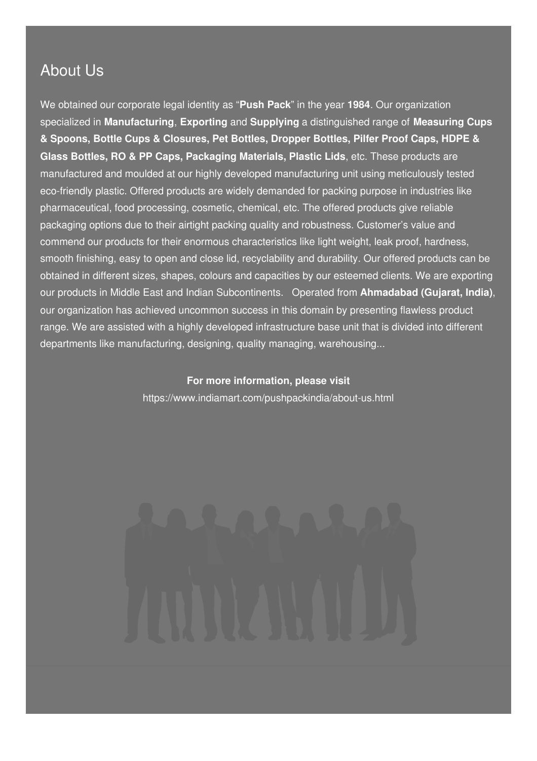## About Us

We obtained our corporate legal identity as "**Push Pack**" in the year **1984**. Our organization specialized in **Manufacturing**, **Exporting** and **Supplying** a distinguished range of **Measuring Cups & Spoons, Bottle Cups & Closures, Pet Bottles, Dropper Bottles, Pilfer Proof Caps, HDPE & Glass Bottles, RO & PP Caps, Packaging Materials, Plastic Lids**, etc. These products are manufactured and moulded at our highly developed manufacturing unit using meticulously tested eco-friendly plastic. Offered products are widely demanded for packing purpose in industries like pharmaceutical, food processing, cosmetic, chemical, etc. The offered products give reliable packaging options due to their airtight packing quality and robustness. Customer's value and commend our products for their enormous characteristics like light weight, leak proof, hardness, smooth finishing, easy to open and close lid, recyclability and durability. Our offered products can be obtained in different sizes, shapes, colours and capacities by our esteemed clients. We are exporting our products in Middle East and Indian Subcontinents. Operated from **Ahmadabad (Gujarat, India)**, our organization has achieved uncommon success in this domain by presenting flawless product range. We are assisted with a highly developed infrastructure base unit that is divided into different departments like manufacturing, designing, quality managing, warehousing...

**For more information, please visit**

https://www.indiamart.com/pushpackindia/about-us.html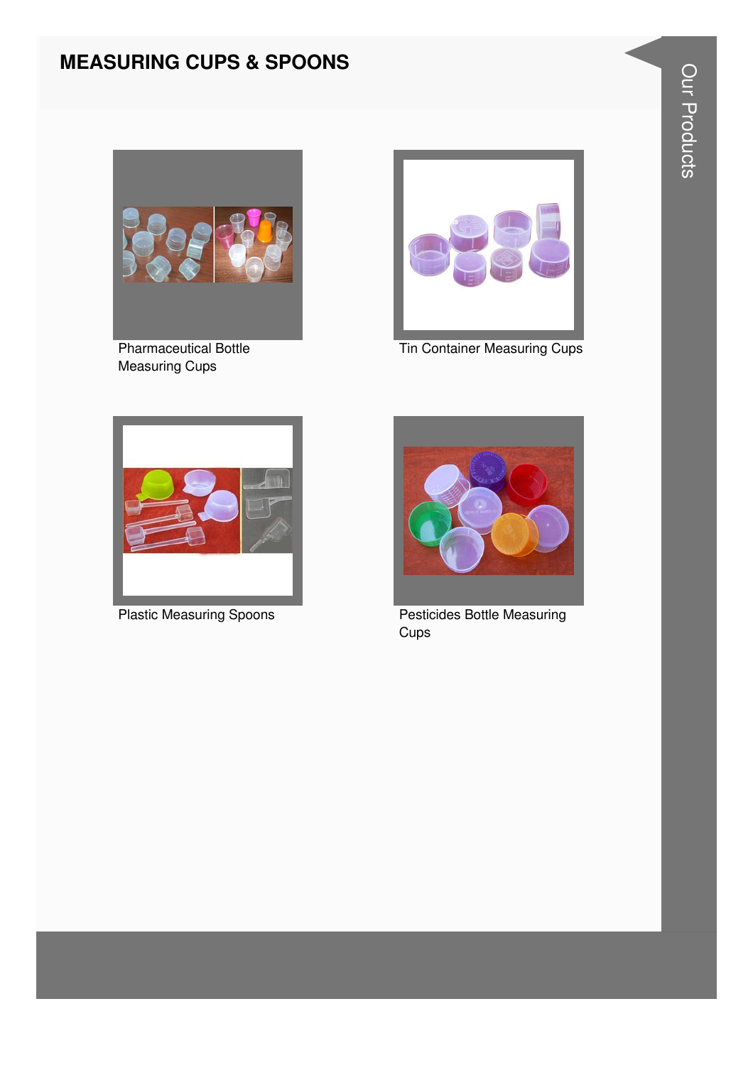# MEASURING CUPS & SPOONS

Pharmaceutical Bottle Measuring Cups

Tin Container Measuring Cups

Plastic Measuring Spoons

Pesticides Bottle Measuring Cups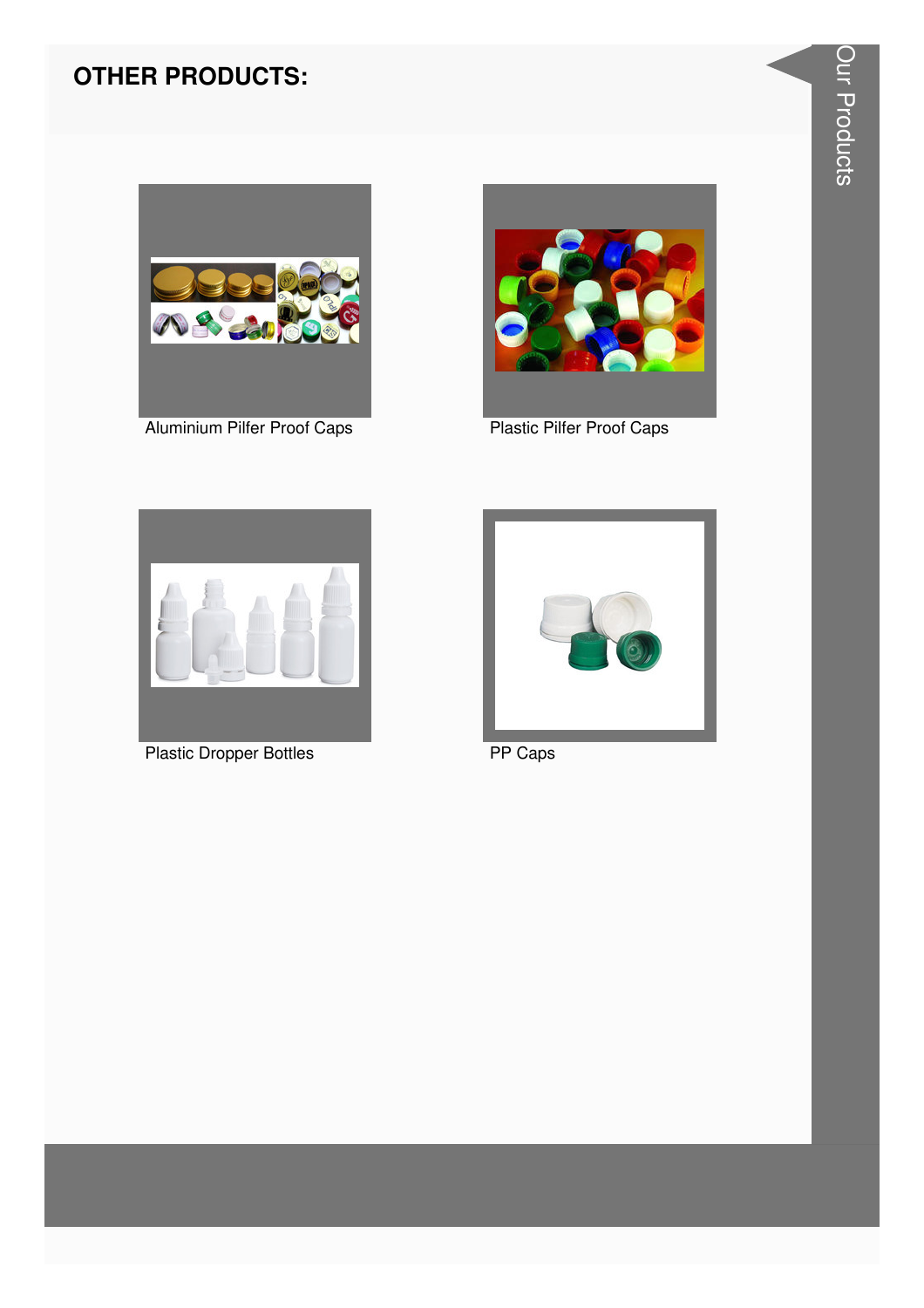## OTHER PRODUCTS:

Aluminium Pilfer Proof Caps

Plastic Pilfer Proof Caps

Plastic Dropper Bottles

PP Caps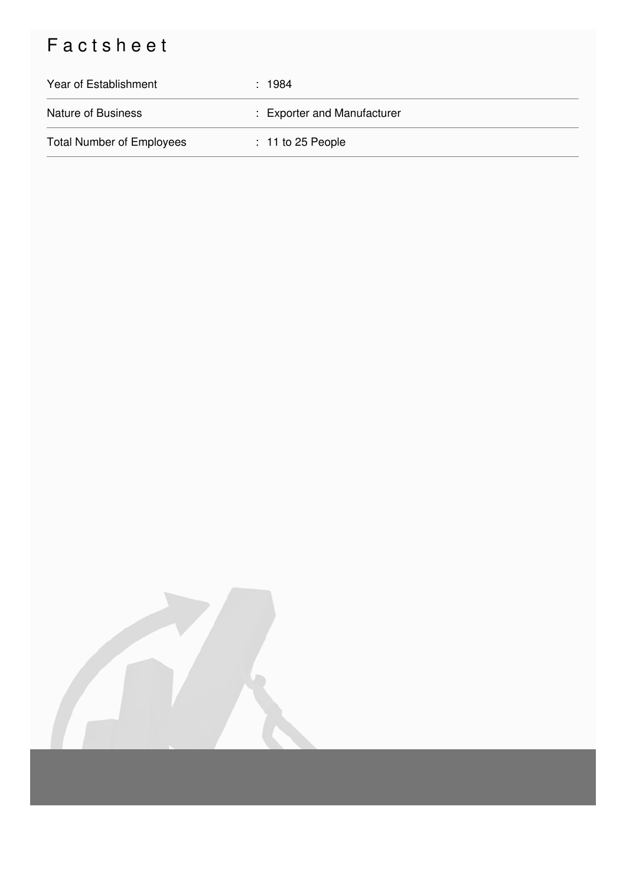# Factsheet

| | |
|---|---|
| Year of Establishment | : 1984 |
| Nature of Business | : Exporter and Manufacturer |
| Total Number of Employees | : 11 to 25 People |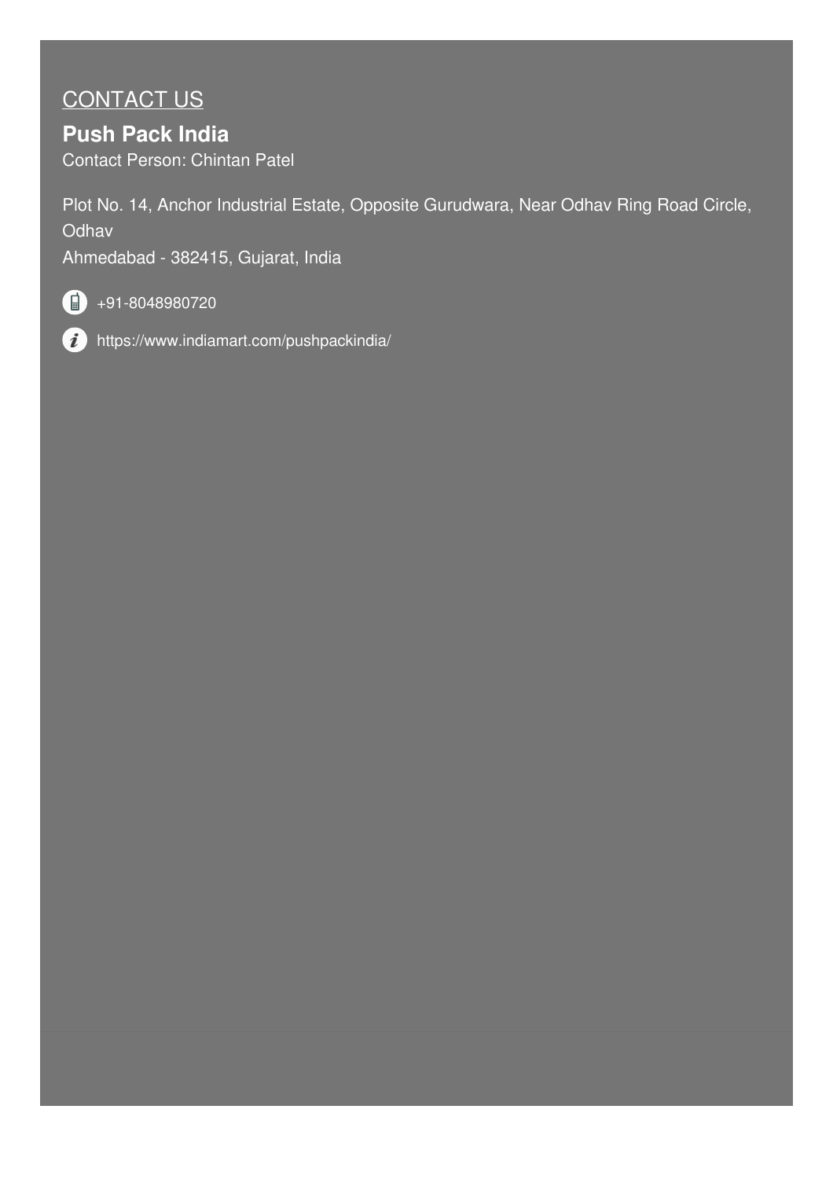## CONTACT US

### Push Pack India

Contact Person: Chintan Patel

Plot No. 14, Anchor Industrial Estate, Opposite Gurudwara, Near Odhav Ring Road Circle, Odhav
Ahmedabad - 382415, Gujarat, India

+91-8048980720

https://www.indiamart.com/pushpackindia/